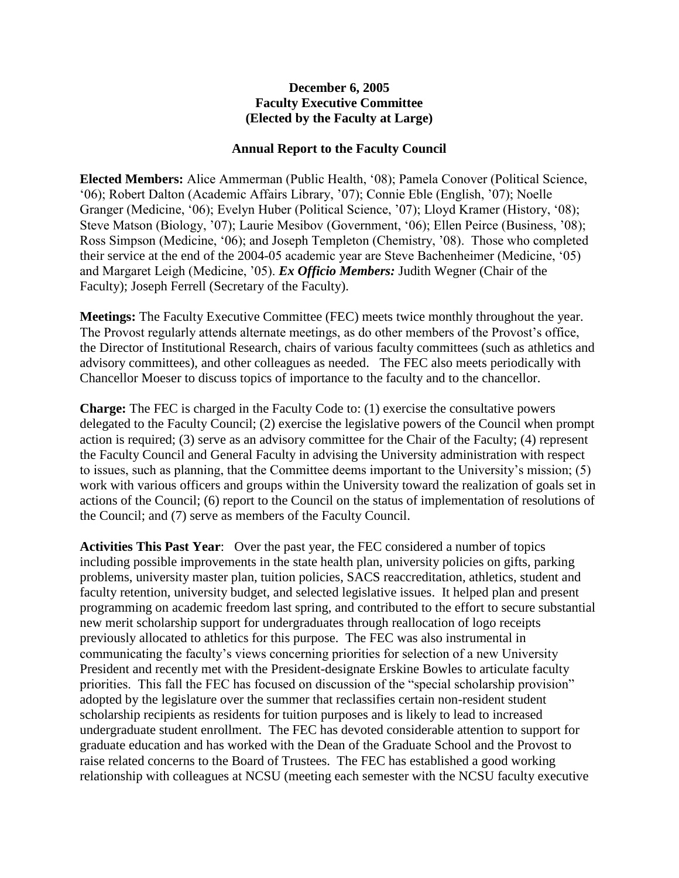**December 6, 2005**
**Faculty Executive Committee**
**(Elected by the Faculty at Large)**

**Annual Report to the Faculty Council**

**Elected Members:** Alice Ammerman (Public Health, '08); Pamela Conover (Political Science, '06); Robert Dalton (Academic Affairs Library, '07); Connie Eble (English, '07); Noelle Granger (Medicine, '06); Evelyn Huber (Political Science, '07); Lloyd Kramer (History, '08); Steve Matson (Biology, '07); Laurie Mesibov (Government, '06); Ellen Peirce (Business, '08); Ross Simpson (Medicine, '06); and Joseph Templeton (Chemistry, '08). Those who completed their service at the end of the 2004-05 academic year are Steve Bachenheimer (Medicine, '05) and Margaret Leigh (Medicine, '05). ***Ex Officio Members:*** Judith Wegner (Chair of the Faculty); Joseph Ferrell (Secretary of the Faculty).

**Meetings:** The Faculty Executive Committee (FEC) meets twice monthly throughout the year. The Provost regularly attends alternate meetings, as do other members of the Provost's office, the Director of Institutional Research, chairs of various faculty committees (such as athletics and advisory committees), and other colleagues as needed. The FEC also meets periodically with Chancellor Moeser to discuss topics of importance to the faculty and to the chancellor.

**Charge:** The FEC is charged in the Faculty Code to: (1) exercise the consultative powers delegated to the Faculty Council; (2) exercise the legislative powers of the Council when prompt action is required; (3) serve as an advisory committee for the Chair of the Faculty; (4) represent the Faculty Council and General Faculty in advising the University administration with respect to issues, such as planning, that the Committee deems important to the University's mission; (5) work with various officers and groups within the University toward the realization of goals set in actions of the Council; (6) report to the Council on the status of implementation of resolutions of the Council; and (7) serve as members of the Faculty Council.

**Activities This Past Year**: Over the past year, the FEC considered a number of topics including possible improvements in the state health plan, university policies on gifts, parking problems, university master plan, tuition policies, SACS reaccreditation, athletics, student and faculty retention, university budget, and selected legislative issues. It helped plan and present programming on academic freedom last spring, and contributed to the effort to secure substantial new merit scholarship support for undergraduates through reallocation of logo receipts previously allocated to athletics for this purpose. The FEC was also instrumental in communicating the faculty's views concerning priorities for selection of a new University President and recently met with the President-designate Erskine Bowles to articulate faculty priorities. This fall the FEC has focused on discussion of the "special scholarship provision" adopted by the legislature over the summer that reclassifies certain non-resident student scholarship recipients as residents for tuition purposes and is likely to lead to increased undergraduate student enrollment. The FEC has devoted considerable attention to support for graduate education and has worked with the Dean of the Graduate School and the Provost to raise related concerns to the Board of Trustees. The FEC has established a good working relationship with colleagues at NCSU (meeting each semester with the NCSU faculty executive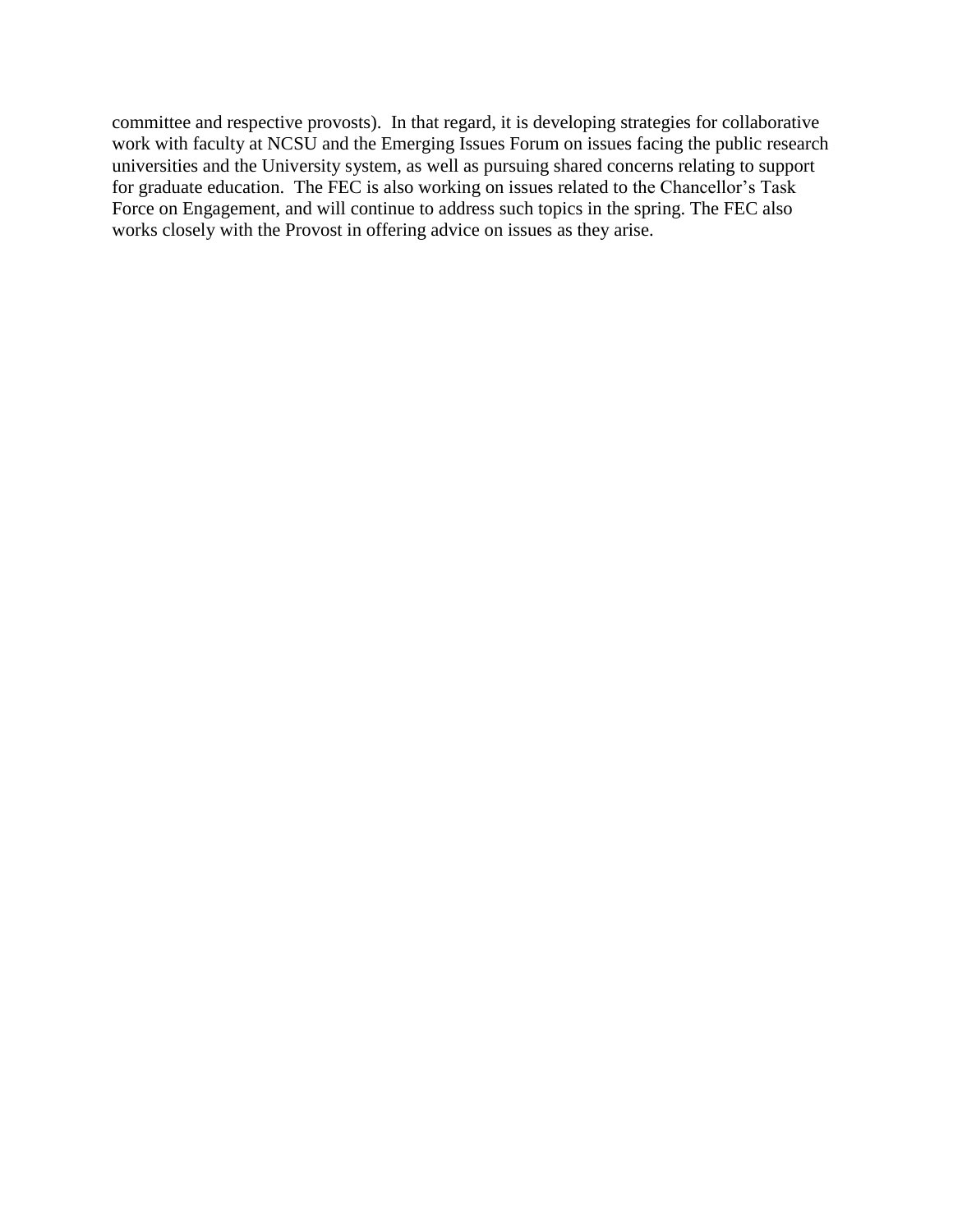committee and respective provosts). In that regard, it is developing strategies for collaborative work with faculty at NCSU and the Emerging Issues Forum on issues facing the public research universities and the University system, as well as pursuing shared concerns relating to support for graduate education. The FEC is also working on issues related to the Chancellor's Task Force on Engagement, and will continue to address such topics in the spring. The FEC also works closely with the Provost in offering advice on issues as they arise.